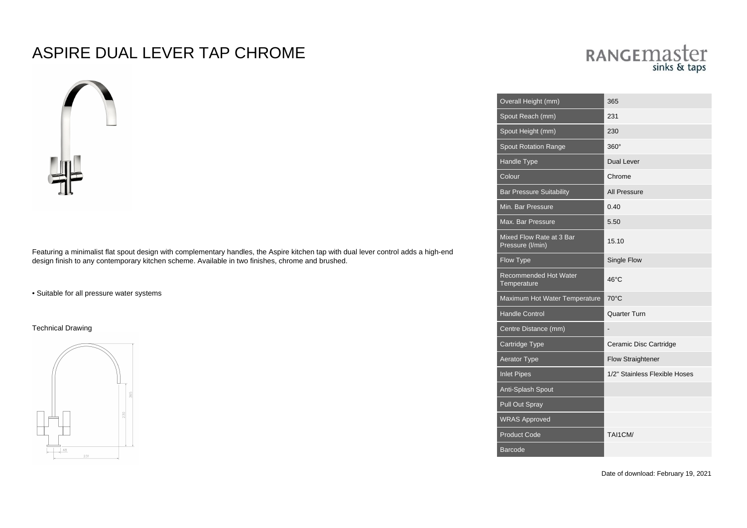# ASPIRE DUAL LEVER TAP CHROME

RANGEmaster sinks & taps

| Overall Height (mm) | 365 |
|---|---|
| Spout Reach (mm) | 231 |
| Spout Height (mm) | 230 |
| Spout Rotation Range | 360° |
| Handle Type | Dual Lever |
| Colour | Chrome |
| Bar Pressure Suitability | All Pressure |
| Min. Bar Pressure | 0.40 |
| Max. Bar Pressure | 5.50 |
| Mixed Flow Rate at 3 Bar Pressure (l/min) | 15.10 |
| Flow Type | Single Flow |
| Recommended Hot Water Temperature | 46°C |
| Maximum Hot Water Temperature | 70°C |
| Handle Control | Quarter Turn |
| Centre Distance (mm) | - |
| Cartridge Type | Ceramic Disc Cartridge |
| Aerator Type | Flow Straightener |
| Inlet Pipes | 1/2" Stainless Flexible Hoses |
| Anti-Splash Spout | |
| Pull Out Spray | |
| WRAS Approved | |
| Product Code | TAI1CM/ |
| Barcode | |

Featuring a minimalist flat spout design with complementary handles, the Aspire kitchen tap with dual lever control adds a high-end design finish to any contemporary kitchen scheme. Available in two finishes, chrome and brushed.

• Suitable for all pressure water systems

Technical Drawing

Date of download: February 19, 2021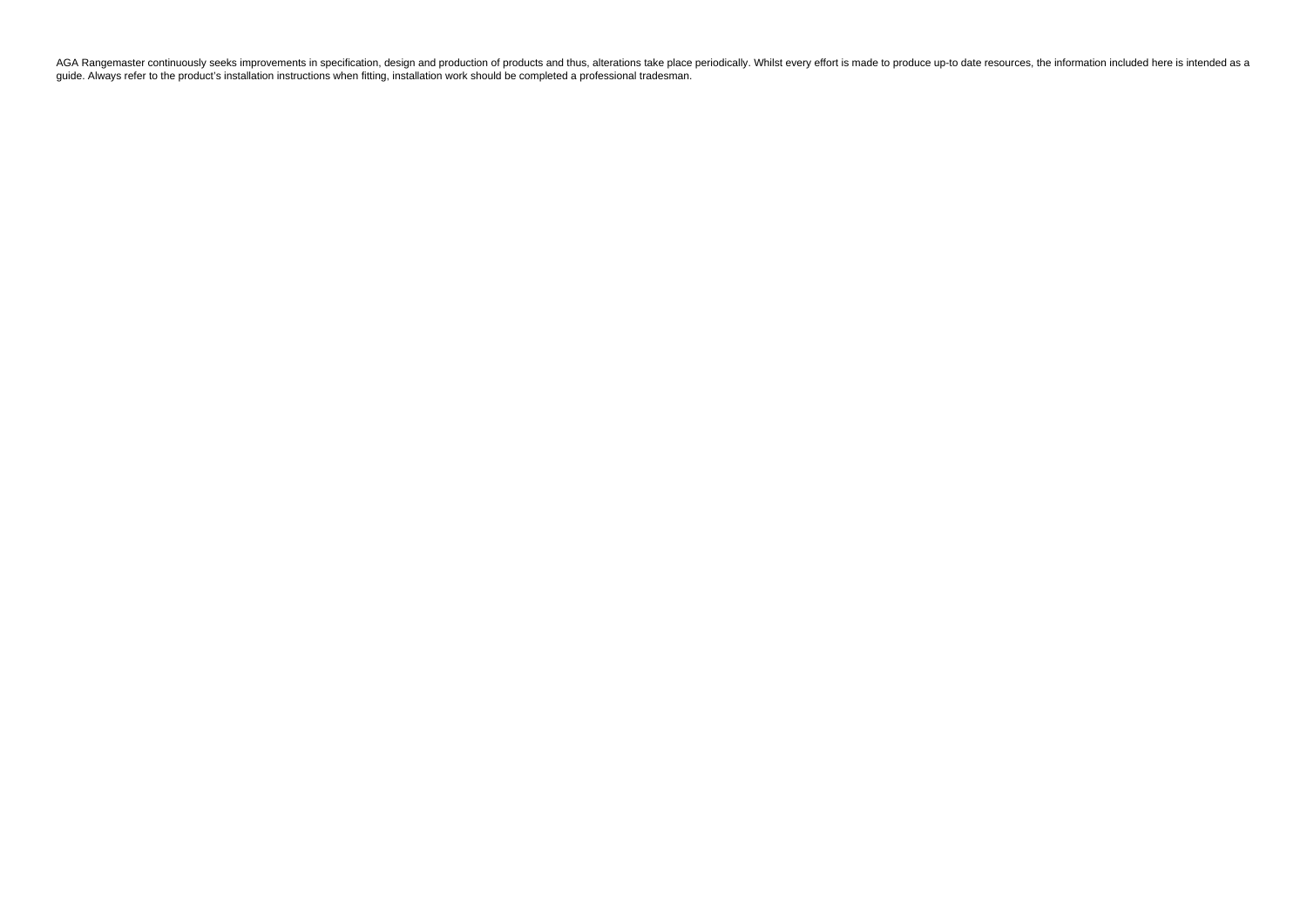AGA Rangemaster continuously seeks improvements in specification, design and production of products and thus, alterations take place periodically. Whilst every effort is made to produce up-to date resources, the information included here is intended as a guide. Always refer to the product's installation instructions when fitting, installation work should be completed a professional tradesman.